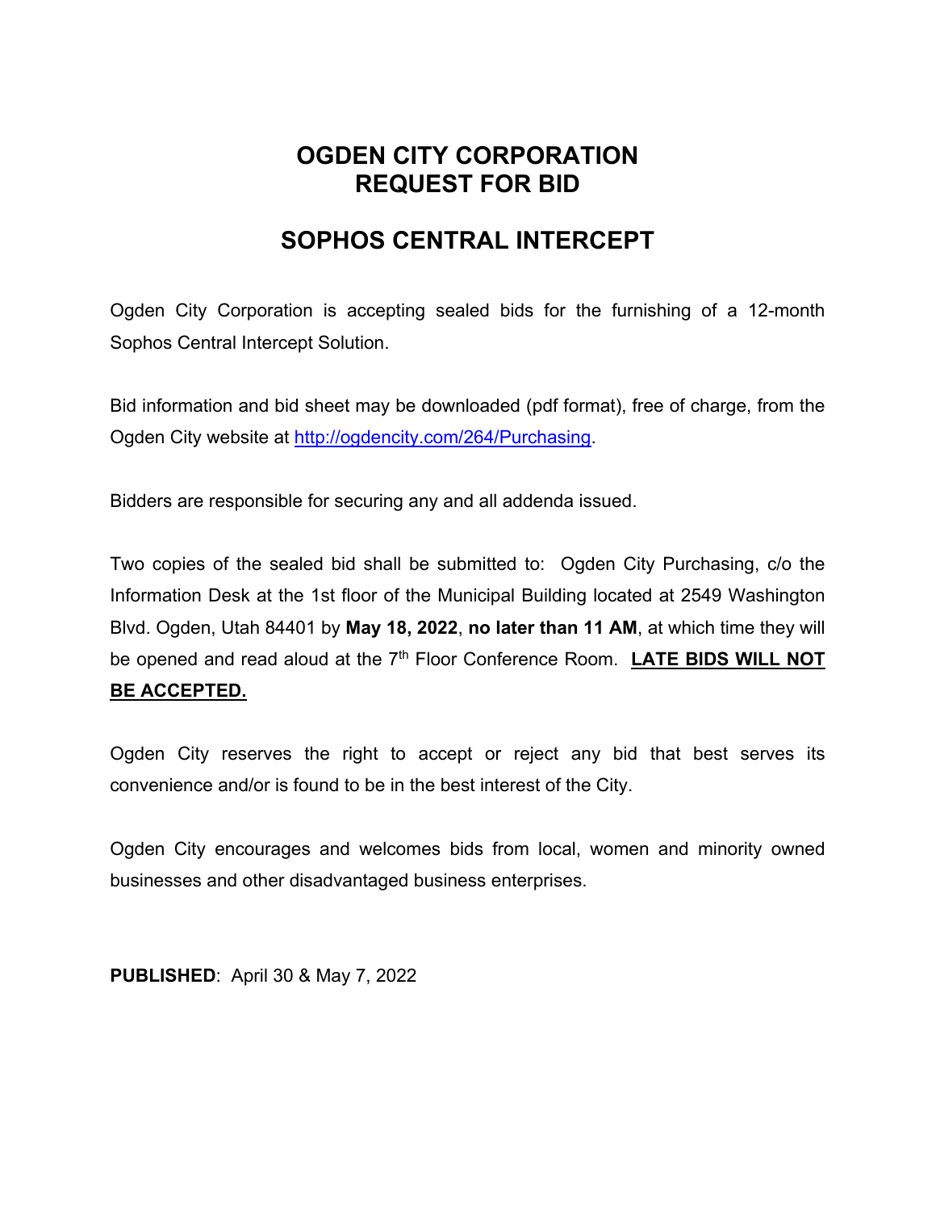# OGDEN CITY CORPORATION
# REQUEST FOR BID

## SOPHOS CENTRAL INTERCEPT

Ogden City Corporation is accepting sealed bids for the furnishing of a 12-month Sophos Central Intercept Solution.

Bid information and bid sheet may be downloaded (pdf format), free of charge, from the Ogden City website at [http://ogdencity.com/264/Purchasing](http://ogdencity.com/264/Purchasing).

Bidders are responsible for securing any and all addenda issued.

Two copies of the sealed bid shall be submitted to: Ogden City Purchasing, c/o the Information Desk at the 1st floor of the Municipal Building located at 2549 Washington Blvd. Ogden, Utah 84401 by **May 18, 2022**, **no later than 11 AM**, at which time they will be opened and read aloud at the 7th Floor Conference Room. **LATE BIDS WILL NOT BE ACCEPTED.**

Ogden City reserves the right to accept or reject any bid that best serves its convenience and/or is found to be in the best interest of the City.

Ogden City encourages and welcomes bids from local, women and minority owned businesses and other disadvantaged business enterprises.

**PUBLISHED**: April 30 & May 7, 2022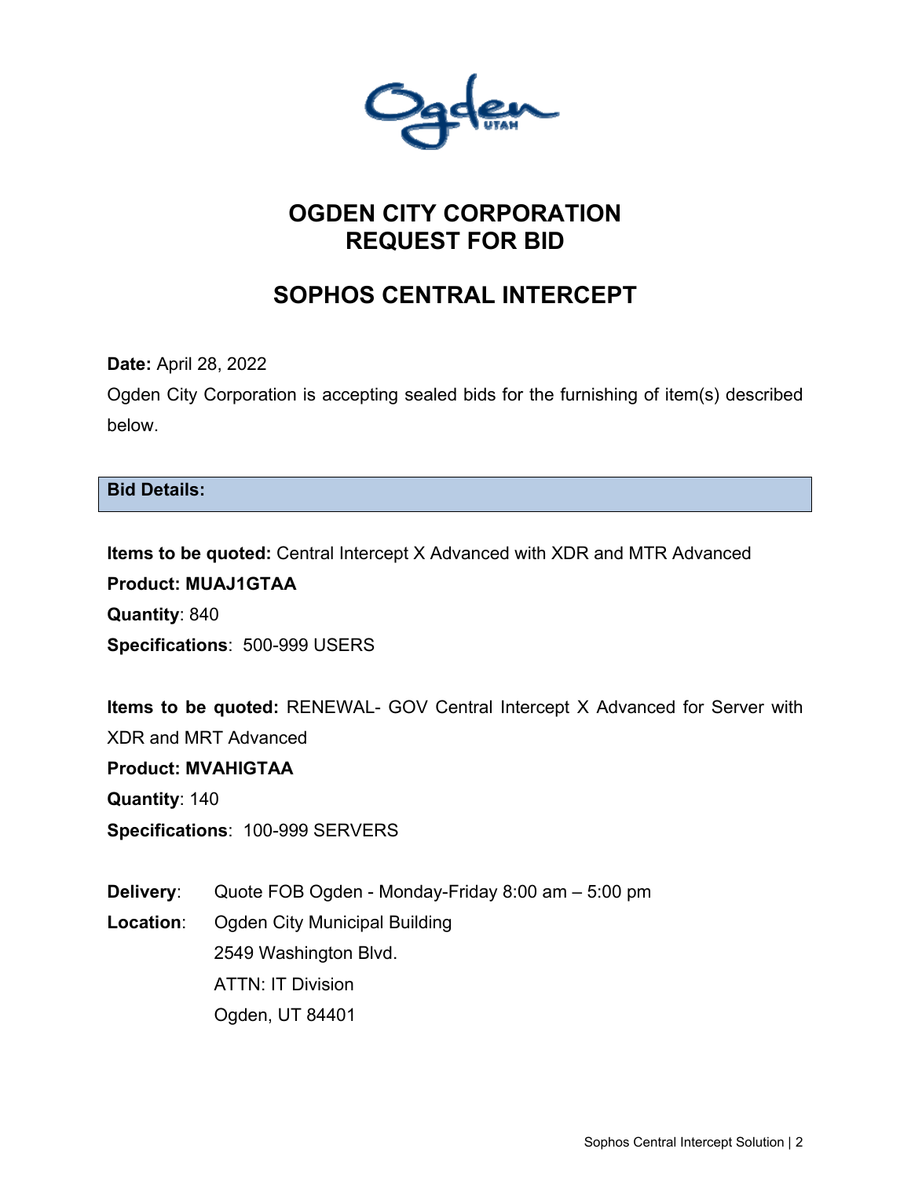# OGDEN CITY CORPORATION
# REQUEST FOR BID

## SOPHOS CENTRAL INTERCEPT

**Date:** April 28, 2022

Ogden City Corporation is accepting sealed bids for the furnishing of item(s) described below.

### Bid Details:

**Items to be quoted:** Central Intercept X Advanced with XDR and MTR Advanced

**Product: MUAJ1GTAA**

**Quantity**: 840

**Specifications**: 500-999 USERS

**Items to be quoted:** RENEWAL- GOV Central Intercept X Advanced for Server with XDR and MRT Advanced

**Product: MVAHIGTAA**

**Quantity**: 140

**Specifications**: 100-999 SERVERS

**Delivery**: Quote FOB Ogden - Monday-Friday 8:00 am – 5:00 pm

**Location**: Ogden City Municipal Building
2549 Washington Blvd.
ATTN: IT Division
Ogden, UT 84401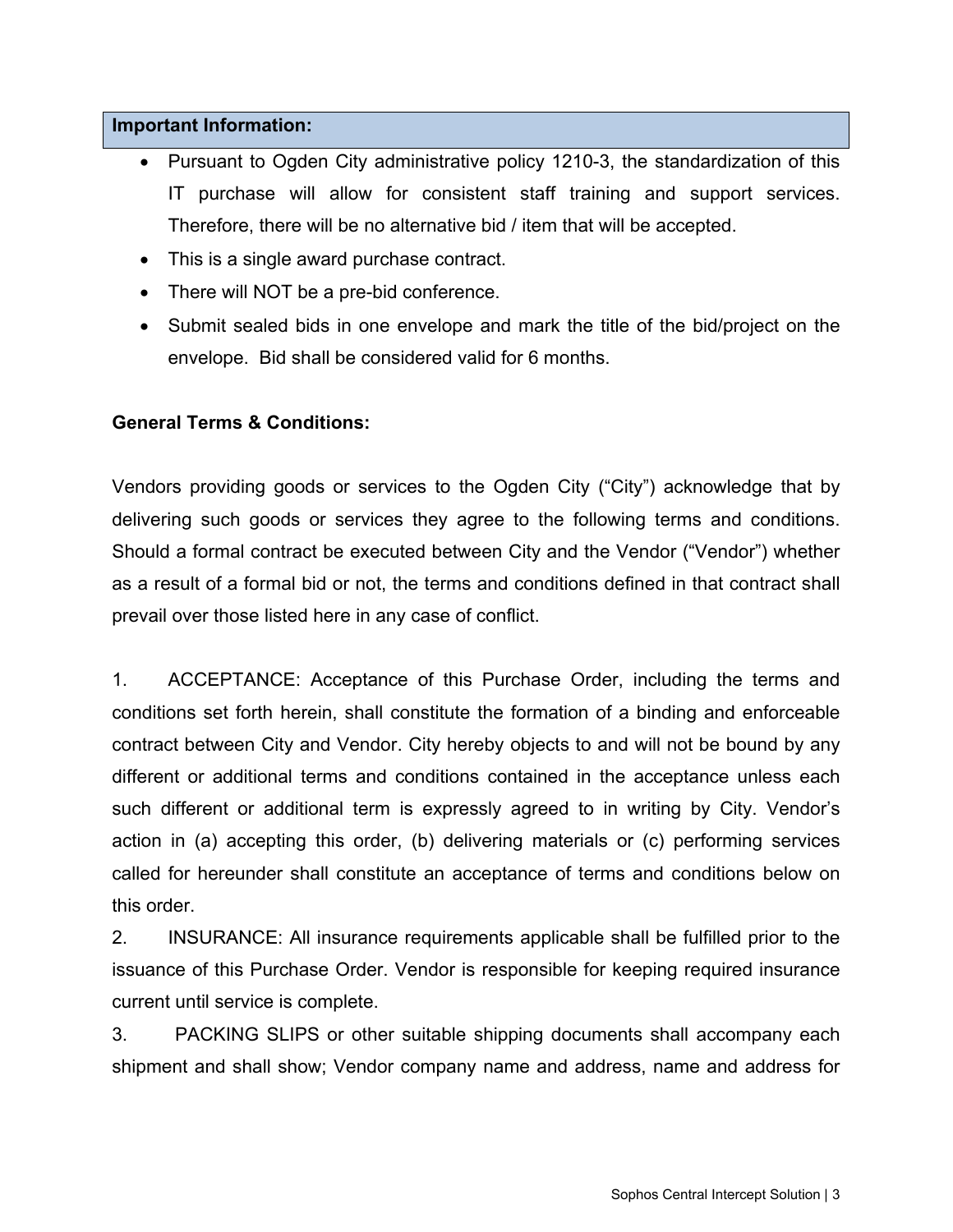**Important Information:**

- Pursuant to Ogden City administrative policy 1210-3, the standardization of this IT purchase will allow for consistent staff training and support services. Therefore, there will be no alternative bid / item that will be accepted.
- This is a single award purchase contract.
- There will NOT be a pre-bid conference.
- Submit sealed bids in one envelope and mark the title of the bid/project on the envelope. Bid shall be considered valid for 6 months.

**General Terms & Conditions:**

Vendors providing goods or services to the Ogden City ("City") acknowledge that by delivering such goods or services they agree to the following terms and conditions. Should a formal contract be executed between City and the Vendor ("Vendor") whether as a result of a formal bid or not, the terms and conditions defined in that contract shall prevail over those listed here in any case of conflict.

1. ACCEPTANCE: Acceptance of this Purchase Order, including the terms and conditions set forth herein, shall constitute the formation of a binding and enforceable contract between City and Vendor. City hereby objects to and will not be bound by any different or additional terms and conditions contained in the acceptance unless each such different or additional term is expressly agreed to in writing by City. Vendor's action in (a) accepting this order, (b) delivering materials or (c) performing services called for hereunder shall constitute an acceptance of terms and conditions below on this order.
2. INSURANCE: All insurance requirements applicable shall be fulfilled prior to the issuance of this Purchase Order. Vendor is responsible for keeping required insurance current until service is complete.
3. PACKING SLIPS or other suitable shipping documents shall accompany each shipment and shall show; Vendor company name and address, name and address for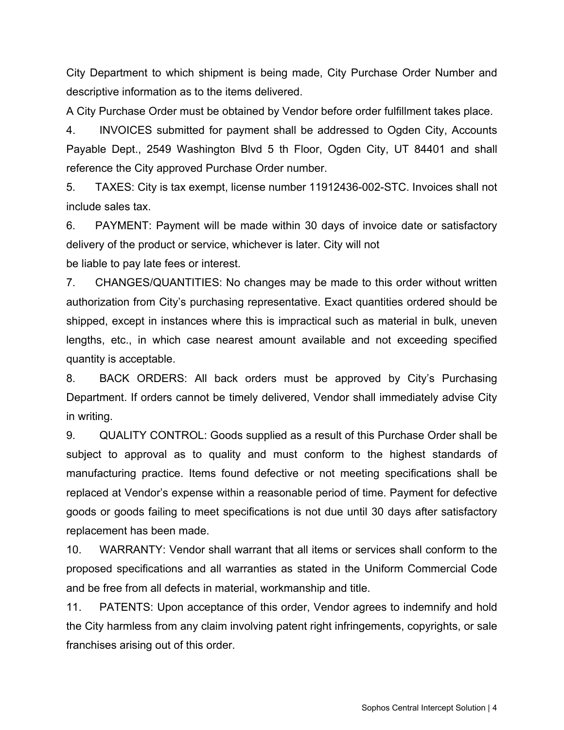City Department to which shipment is being made, City Purchase Order Number and descriptive information as to the items delivered.

A City Purchase Order must be obtained by Vendor before order fulfillment takes place.

4. INVOICES submitted for payment shall be addressed to Ogden City, Accounts Payable Dept., 2549 Washington Blvd 5 th Floor, Ogden City, UT 84401 and shall reference the City approved Purchase Order number.

5. TAXES: City is tax exempt, license number 11912436-002-STC. Invoices shall not include sales tax.

6. PAYMENT: Payment will be made within 30 days of invoice date or satisfactory delivery of the product or service, whichever is later. City will not be liable to pay late fees or interest.

7. CHANGES/QUANTITIES: No changes may be made to this order without written authorization from City's purchasing representative. Exact quantities ordered should be shipped, except in instances where this is impractical such as material in bulk, uneven lengths, etc., in which case nearest amount available and not exceeding specified quantity is acceptable.

8. BACK ORDERS: All back orders must be approved by City's Purchasing Department. If orders cannot be timely delivered, Vendor shall immediately advise City in writing.

9. QUALITY CONTROL: Goods supplied as a result of this Purchase Order shall be subject to approval as to quality and must conform to the highest standards of manufacturing practice. Items found defective or not meeting specifications shall be replaced at Vendor's expense within a reasonable period of time. Payment for defective goods or goods failing to meet specifications is not due until 30 days after satisfactory replacement has been made.

10. WARRANTY: Vendor shall warrant that all items or services shall conform to the proposed specifications and all warranties as stated in the Uniform Commercial Code and be free from all defects in material, workmanship and title.

11. PATENTS: Upon acceptance of this order, Vendor agrees to indemnify and hold the City harmless from any claim involving patent right infringements, copyrights, or sale franchises arising out of this order.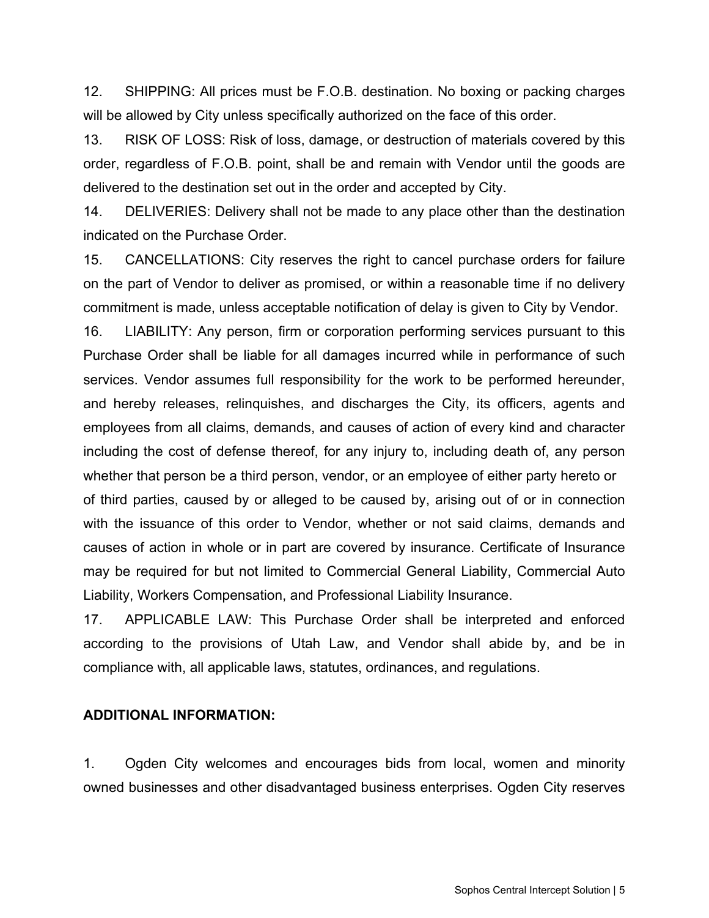12. SHIPPING: All prices must be F.O.B. destination. No boxing or packing charges will be allowed by City unless specifically authorized on the face of this order.

13. RISK OF LOSS: Risk of loss, damage, or destruction of materials covered by this order, regardless of F.O.B. point, shall be and remain with Vendor until the goods are delivered to the destination set out in the order and accepted by City.

14. DELIVERIES: Delivery shall not be made to any place other than the destination indicated on the Purchase Order.

15. CANCELLATIONS: City reserves the right to cancel purchase orders for failure on the part of Vendor to deliver as promised, or within a reasonable time if no delivery commitment is made, unless acceptable notification of delay is given to City by Vendor.

16. LIABILITY: Any person, firm or corporation performing services pursuant to this Purchase Order shall be liable for all damages incurred while in performance of such services. Vendor assumes full responsibility for the work to be performed hereunder, and hereby releases, relinquishes, and discharges the City, its officers, agents and employees from all claims, demands, and causes of action of every kind and character including the cost of defense thereof, for any injury to, including death of, any person whether that person be a third person, vendor, or an employee of either party hereto or of third parties, caused by or alleged to be caused by, arising out of or in connection with the issuance of this order to Vendor, whether or not said claims, demands and causes of action in whole or in part are covered by insurance. Certificate of Insurance may be required for but not limited to Commercial General Liability, Commercial Auto Liability, Workers Compensation, and Professional Liability Insurance.

17. APPLICABLE LAW: This Purchase Order shall be interpreted and enforced according to the provisions of Utah Law, and Vendor shall abide by, and be in compliance with, all applicable laws, statutes, ordinances, and regulations.

**ADDITIONAL INFORMATION:**

1. Ogden City welcomes and encourages bids from local, women and minority owned businesses and other disadvantaged business enterprises. Ogden City reserves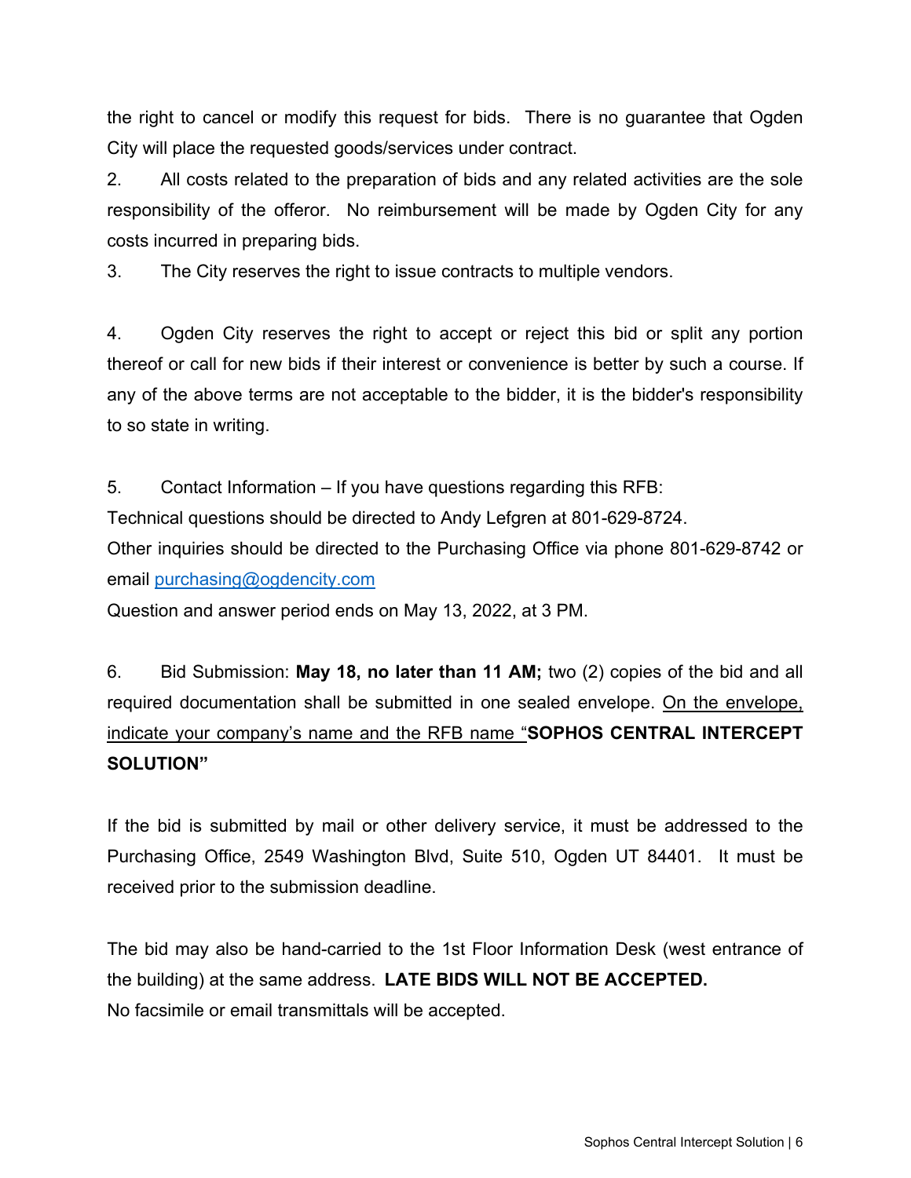the right to cancel or modify this request for bids. There is no guarantee that Ogden City will place the requested goods/services under contract.

2. All costs related to the preparation of bids and any related activities are the sole responsibility of the offeror. No reimbursement will be made by Ogden City for any costs incurred in preparing bids.

3. The City reserves the right to issue contracts to multiple vendors.

4. Ogden City reserves the right to accept or reject this bid or split any portion thereof or call for new bids if their interest or convenience is better by such a course. If any of the above terms are not acceptable to the bidder, it is the bidder's responsibility to so state in writing.

5. Contact Information – If you have questions regarding this RFB:
Technical questions should be directed to Andy Lefgren at 801-629-8724.
Other inquiries should be directed to the Purchasing Office via phone 801-629-8742 or email purchasing@ogdencity.com
Question and answer period ends on May 13, 2022, at 3 PM.

6. Bid Submission: **May 18, no later than 11 AM;** two (2) copies of the bid and all required documentation shall be submitted in one sealed envelope. On the envelope, indicate your company's name and the RFB name "**SOPHOS CENTRAL INTERCEPT SOLUTION"**

If the bid is submitted by mail or other delivery service, it must be addressed to the Purchasing Office, 2549 Washington Blvd, Suite 510, Ogden UT 84401. It must be received prior to the submission deadline.

The bid may also be hand-carried to the 1st Floor Information Desk (west entrance of the building) at the same address. **LATE BIDS WILL NOT BE ACCEPTED.**
No facsimile or email transmittals will be accepted.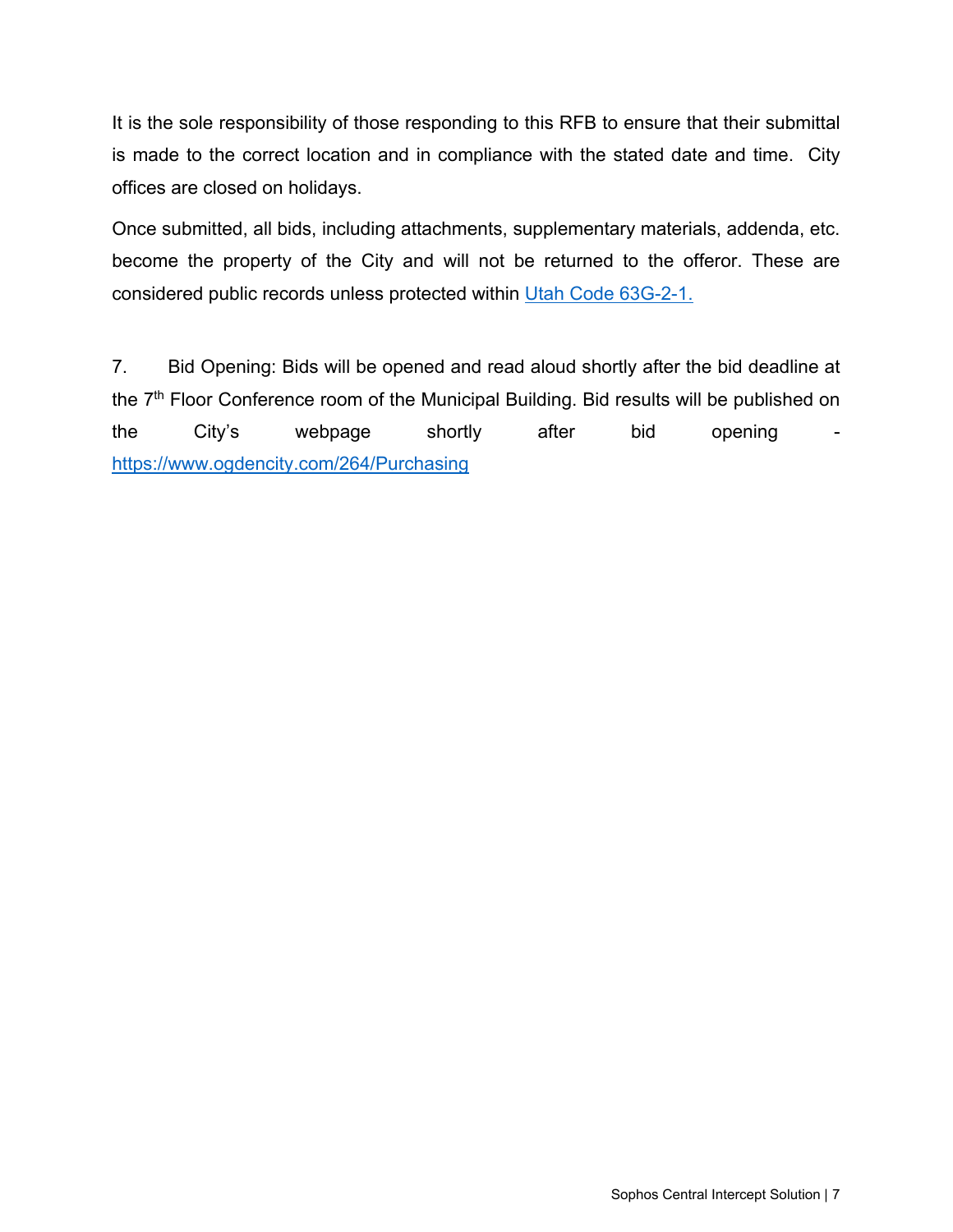It is the sole responsibility of those responding to this RFB to ensure that their submittal is made to the correct location and in compliance with the stated date and time. City offices are closed on holidays.

Once submitted, all bids, including attachments, supplementary materials, addenda, etc. become the property of the City and will not be returned to the offeror. These are considered public records unless protected within Utah Code 63G-2-1.

7. Bid Opening: Bids will be opened and read aloud shortly after the bid deadline at the 7th Floor Conference room of the Municipal Building. Bid results will be published on the City's webpage shortly after bid opening - https://www.ogdencity.com/264/Purchasing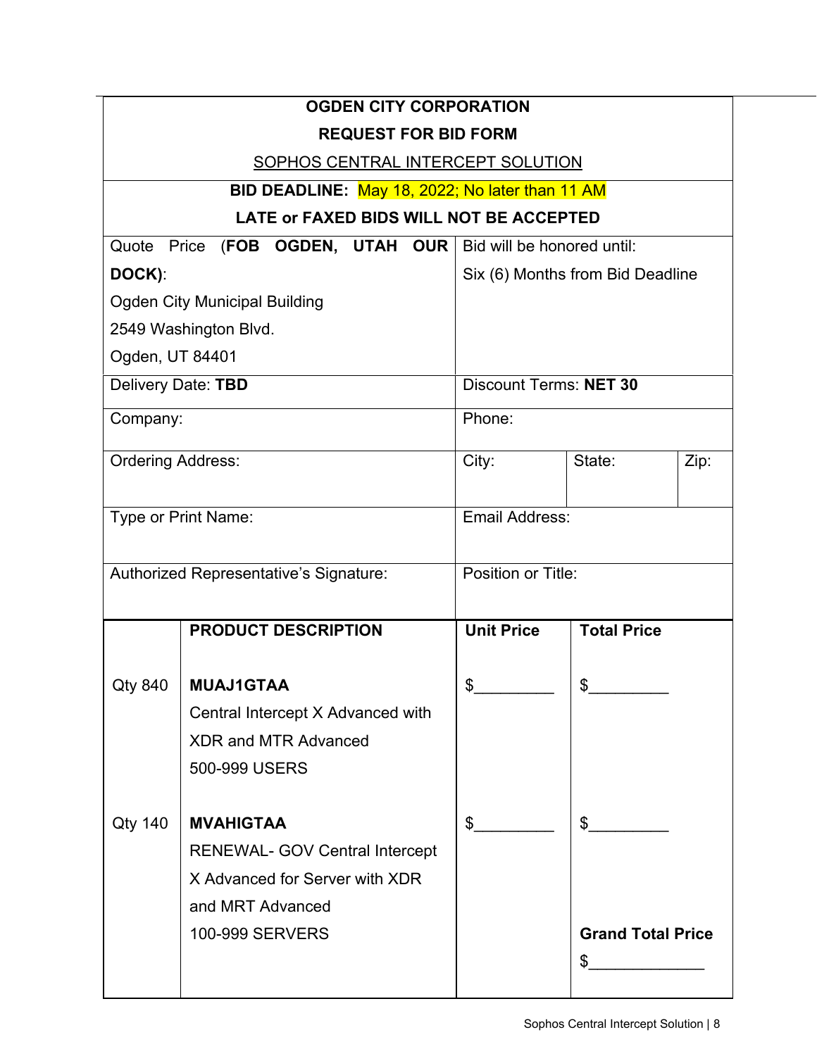**OGDEN CITY CORPORATION**

**REQUEST FOR BID FORM**

SOPHOS CENTRAL INTERCEPT SOLUTION

**BID DEADLINE:** May 18, 2022; No later than 11 AM

**LATE or FAXED BIDS WILL NOT BE ACCEPTED**

| | | | |
|---|---|---|---|
| Quote Price (**FOB OGDEN, UTAH OUR DOCK)**:<br>Ogden City Municipal Building<br>2549 Washington Blvd.<br>Ogden, UT 84401 | Bid will be honored until:<br>Six (6) Months from Bid Deadline | | |
| Delivery Date: **TBD** | Discount Terms: **NET 30** | | |
| Company: | Phone: | | |
| Ordering Address: | City: | State: | Zip: |
| Type or Print Name: | Email Address: | | |
| Authorized Representative's Signature: | Position or Title: | | |

| | **PRODUCT DESCRIPTION** | **Unit Price** | **Total Price** |
|---|---|---|---|
| Qty 840 | **MUAJ1GTAA**<br>Central Intercept X Advanced with XDR and MTR Advanced<br>500-999 USERS | $_________ | $_________ |
| Qty 140 | **MVAHIGTAA**<br>RENEWAL- GOV Central Intercept X Advanced for Server with XDR and MRT Advanced<br>100-999 SERVERS | $_________ | $_________ |
| | | | **Grand Total Price**<br>$_____________ |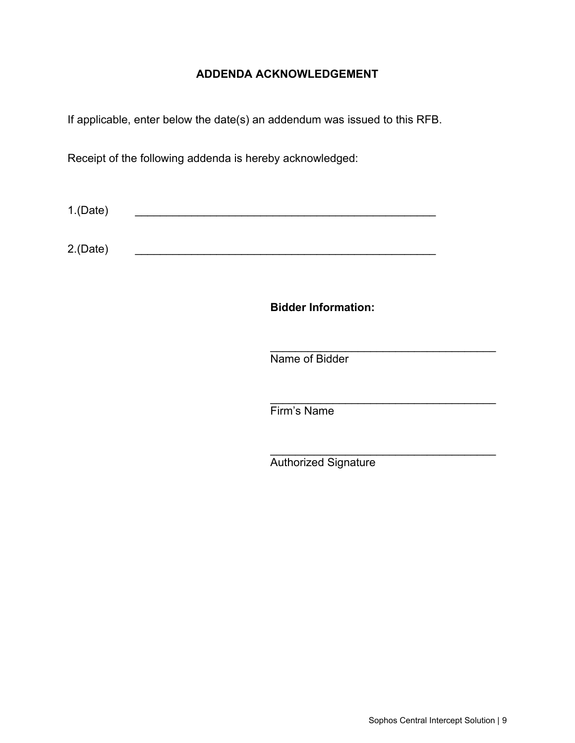## ADDENDA ACKNOWLEDGEMENT

If applicable, enter below the date(s) an addendum was issued to this RFB.

Receipt of the following addenda is hereby acknowledged:

1.(Date) ______________________________________________

2.(Date) ______________________________________________

**Bidder Information:**

___________________________________
Name of Bidder

___________________________________
Firm's Name

___________________________________
Authorized Signature